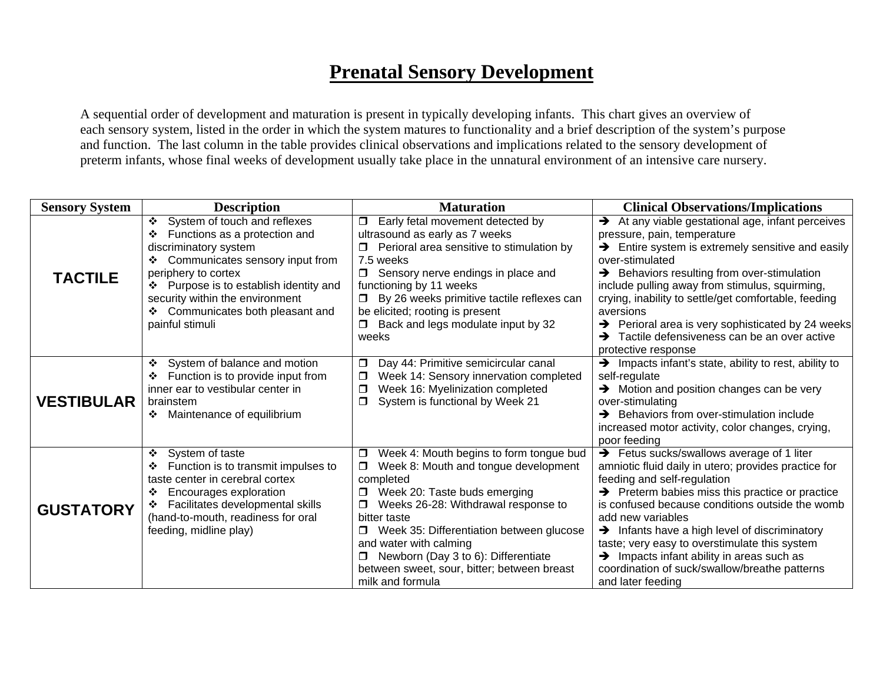# Prenatal Sensory Development

A sequential order of development and maturation is present in typically developing infants. This chart gives an overview of each sensory system, listed in the order in which the system matures to functionality and a brief description of the system's purpose and function. The last column in the table provides clinical observations and implications related to the sensory development of preterm infants, whose final weeks of development usually take place in the unnatural environment of an intensive care nursery.

| Sensory System | Description | Maturation | Clinical Observations/Implications |
|---|---|---|---|
| **TACTILE** | ❖ System of touch and reflexes<br>❖ Functions as a protection and discriminatory system<br>❖ Communicates sensory input from periphery to cortex<br>❖ Purpose is to establish identity and security within the environment<br>❖ Communicates both pleasant and painful stimuli | ❒ Early fetal movement detected by ultrasound as early as 7 weeks<br>❒ Perioral area sensitive to stimulation by 7.5 weeks<br>❒ Sensory nerve endings in place and functioning by 11 weeks<br>❒ By 26 weeks primitive tactile reflexes can be elicited; rooting is present<br>❒ Back and legs modulate input by 32 weeks | ➔ At any viable gestational age, infant perceives pressure, pain, temperature<br>➔ Entire system is extremely sensitive and easily over-stimulated<br>➔ Behaviors resulting from over-stimulation include pulling away from stimulus, squirming, crying, inability to settle/get comfortable, feeding aversions<br>➔ Perioral area is very sophisticated by 24 weeks<br>➔ Tactile defensiveness can be an over active protective response |
| **VESTIBULAR** | ❖ System of balance and motion<br>❖ Function is to provide input from inner ear to vestibular center in brainstem<br>❖ Maintenance of equilibrium | ❒ Day 44: Primitive semicircular canal<br>❒ Week 14: Sensory innervation completed<br>❒ Week 16: Myelinization completed<br>❒ System is functional by Week 21 | ➔ Impacts infant's state, ability to rest, ability to self-regulate<br>➔ Motion and position changes can be very over-stimulating<br>➔ Behaviors from over-stimulation include increased motor activity, color changes, crying, poor feeding |
| **GUSTATORY** | ❖ System of taste<br>❖ Function is to transmit impulses to taste center in cerebral cortex<br>❖ Encourages exploration<br>❖ Facilitates developmental skills (hand-to-mouth, readiness for oral feeding, midline play) | ❒ Week 4: Mouth begins to form tongue bud<br>❒ Week 8: Mouth and tongue development completed<br>❒ Week 20: Taste buds emerging<br>❒ Weeks 26-28: Withdrawal response to bitter taste<br>❒ Week 35: Differentiation between glucose and water with calming<br>❒ Newborn (Day 3 to 6): Differentiate between sweet, sour, bitter; between breast milk and formula | ➔ Fetus sucks/swallows average of 1 liter amniotic fluid daily in utero; provides practice for feeding and self-regulation<br>➔ Preterm babies miss this practice or practice is confused because conditions outside the womb add new variables<br>➔ Infants have a high level of discriminatory taste; very easy to overstimulate this system<br>➔ Impacts infant ability in areas such as coordination of suck/swallow/breathe patterns and later feeding |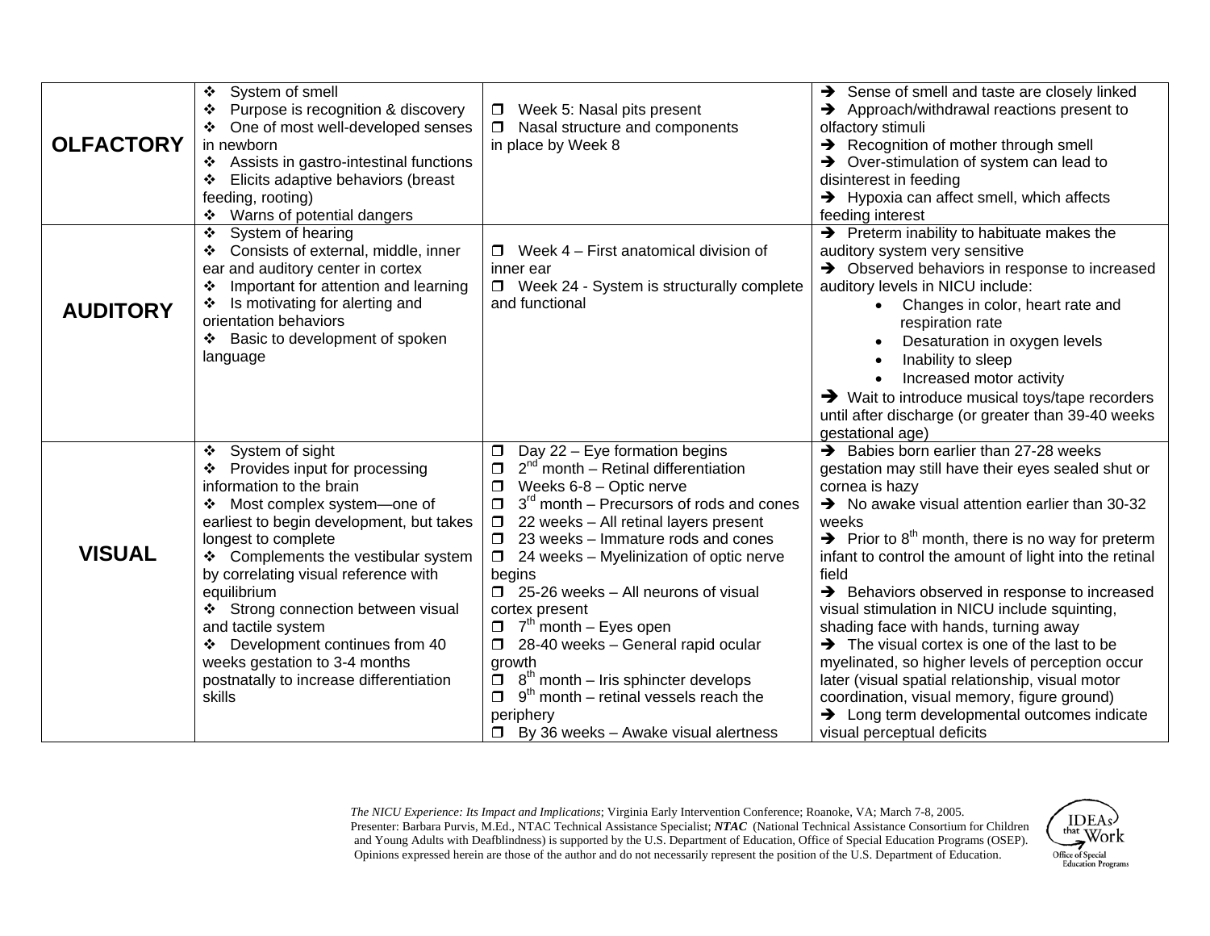| | | | |
|---|---|---|---|
| **OLFACTORY** | ❖ System of smell<br>❖ Purpose is recognition & discovery<br>❖ One of most well-developed senses in newborn<br>❖ Assists in gastro-intestinal functions<br>❖ Elicits adaptive behaviors (breast feeding, rooting)<br>❖ Warns of potential dangers | ❒ Week 5: Nasal pits present<br>❒ Nasal structure and components in place by Week 8 | ➔ Sense of smell and taste are closely linked<br>➔ Approach/withdrawal reactions present to olfactory stimuli<br>➔ Recognition of mother through smell<br>➔ Over-stimulation of system can lead to disinterest in feeding<br>➔ Hypoxia can affect smell, which affects feeding interest |
| **AUDITORY** | ❖ System of hearing<br>❖ Consists of external, middle, inner ear and auditory center in cortex<br>❖ Important for attention and learning<br>❖ Is motivating for alerting and orientation behaviors<br>❖ Basic to development of spoken language | ❒ Week 4 – First anatomical division of inner ear<br>❒ Week 24 - System is structurally complete and functional | ➔ Preterm inability to habituate makes the auditory system very sensitive<br>➔ Observed behaviors in response to increased auditory levels in NICU include:<br>• Changes in color, heart rate and respiration rate<br>• Desaturation in oxygen levels<br>• Inability to sleep<br>• Increased motor activity<br>➔ Wait to introduce musical toys/tape recorders until after discharge (or greater than 39-40 weeks gestational age) |
| **VISUAL** | ❖ System of sight<br>❖ Provides input for processing information to the brain<br>❖ Most complex system—one of earliest to begin development, but takes longest to complete<br>❖ Complements the vestibular system by correlating visual reference with equilibrium<br>❖ Strong connection between visual and tactile system<br>❖ Development continues from 40 weeks gestation to 3-4 months postnatally to increase differentiation skills | ❒ Day 22 – Eye formation begins<br>❒ 2nd month – Retinal differentiation<br>❒ Weeks 6-8 – Optic nerve<br>❒ 3rd month – Precursors of rods and cones<br>❒ 22 weeks – All retinal layers present<br>❒ 23 weeks – Immature rods and cones<br>❒ 24 weeks – Myelinization of optic nerve begins<br>❒ 25-26 weeks – All neurons of visual cortex present<br>❒ 7th month – Eyes open<br>❒ 28-40 weeks – General rapid ocular growth<br>❒ 8th month – Iris sphincter develops<br>❒ 9th month – retinal vessels reach the periphery<br>❒ By 36 weeks – Awake visual alertness | ➔ Babies born earlier than 27-28 weeks gestation may still have their eyes sealed shut or cornea is hazy<br>➔ No awake visual attention earlier than 30-32 weeks<br>➔ Prior to 8th month, there is no way for preterm infant to control the amount of light into the retinal field<br>➔ Behaviors observed in response to increased visual stimulation in NICU include squinting, shading face with hands, turning away<br>➔ The visual cortex is one of the last to be myelinated, so higher levels of perception occur later (visual spatial relationship, visual motor coordination, visual memory, figure ground)<br>➔ Long term developmental outcomes indicate visual perceptual deficits |

*The NICU Experience: Its Impact and Implications*; Virginia Early Intervention Conference; Roanoke, VA; March 7-8, 2005.
Presenter: Barbara Purvis, M.Ed., NTAC Technical Assistance Specialist; ***NTAC*** (National Technical Assistance Consortium for Children and Young Adults with Deafblindness) is supported by the U.S. Department of Education, Office of Special Education Programs (OSEP). Opinions expressed herein are those of the author and do not necessarily represent the position of the U.S. Department of Education.

IDEAs that Work
Office of Special Education Programs